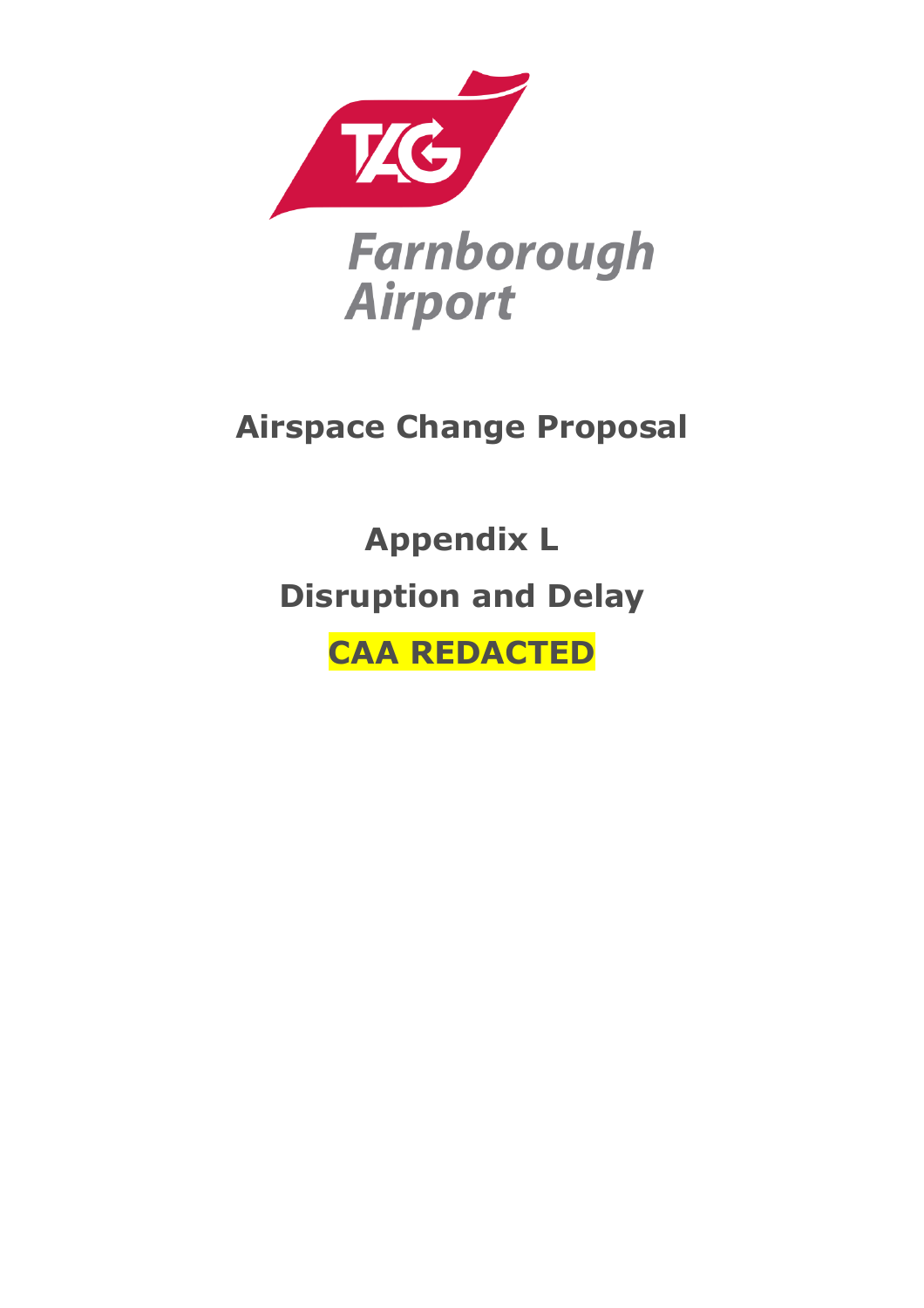TAG Farnborough Airport

# Airspace Change Proposal

## Appendix L

## Disruption and Delay

**CAA REDACTED**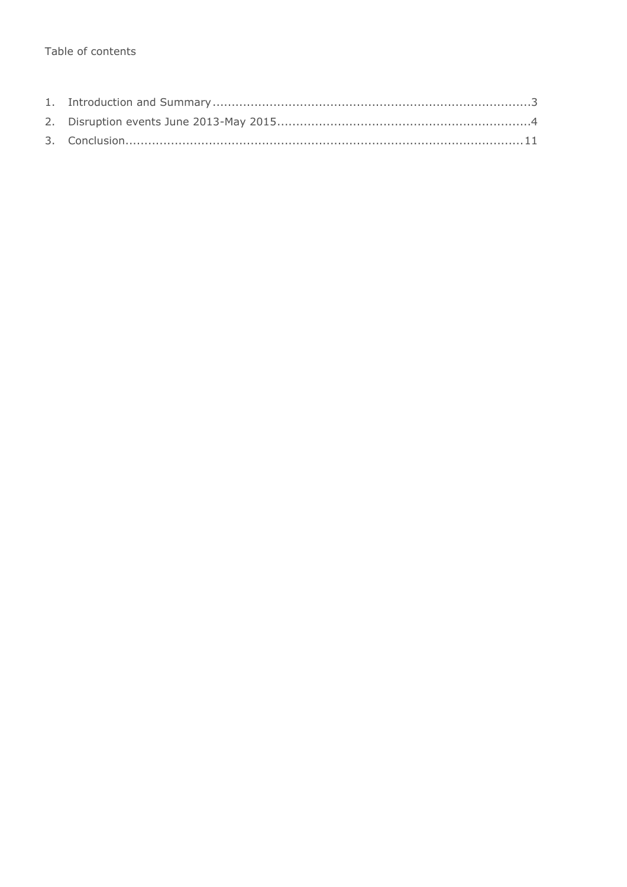Table of contents

1. Introduction and Summary ........................................................................................3
2. Disruption events June 2013-May 2015...................................................................4
3. Conclusion..............................................................................................................11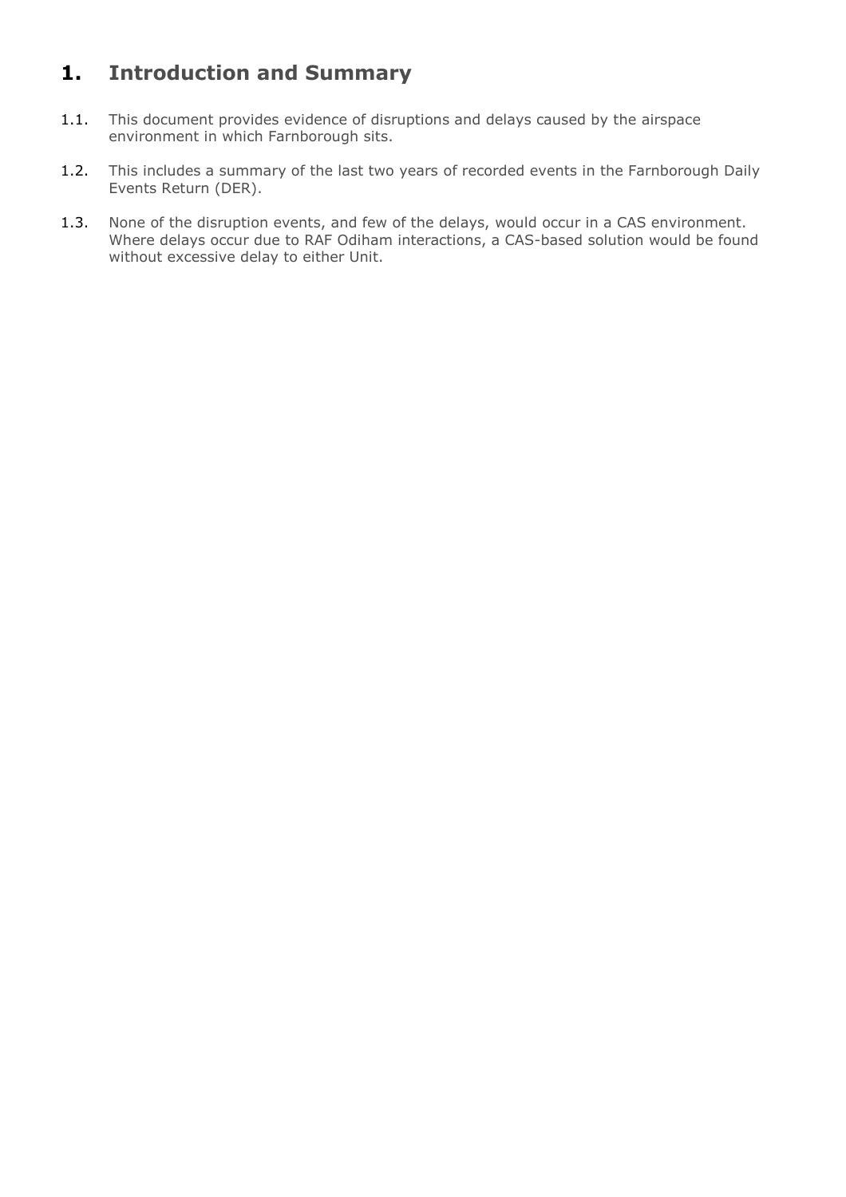# 1. Introduction and Summary

1.1. This document provides evidence of disruptions and delays caused by the airspace environment in which Farnborough sits.

1.2. This includes a summary of the last two years of recorded events in the Farnborough Daily Events Return (DER).

1.3. None of the disruption events, and few of the delays, would occur in a CAS environment. Where delays occur due to RAF Odiham interactions, a CAS-based solution would be found without excessive delay to either Unit.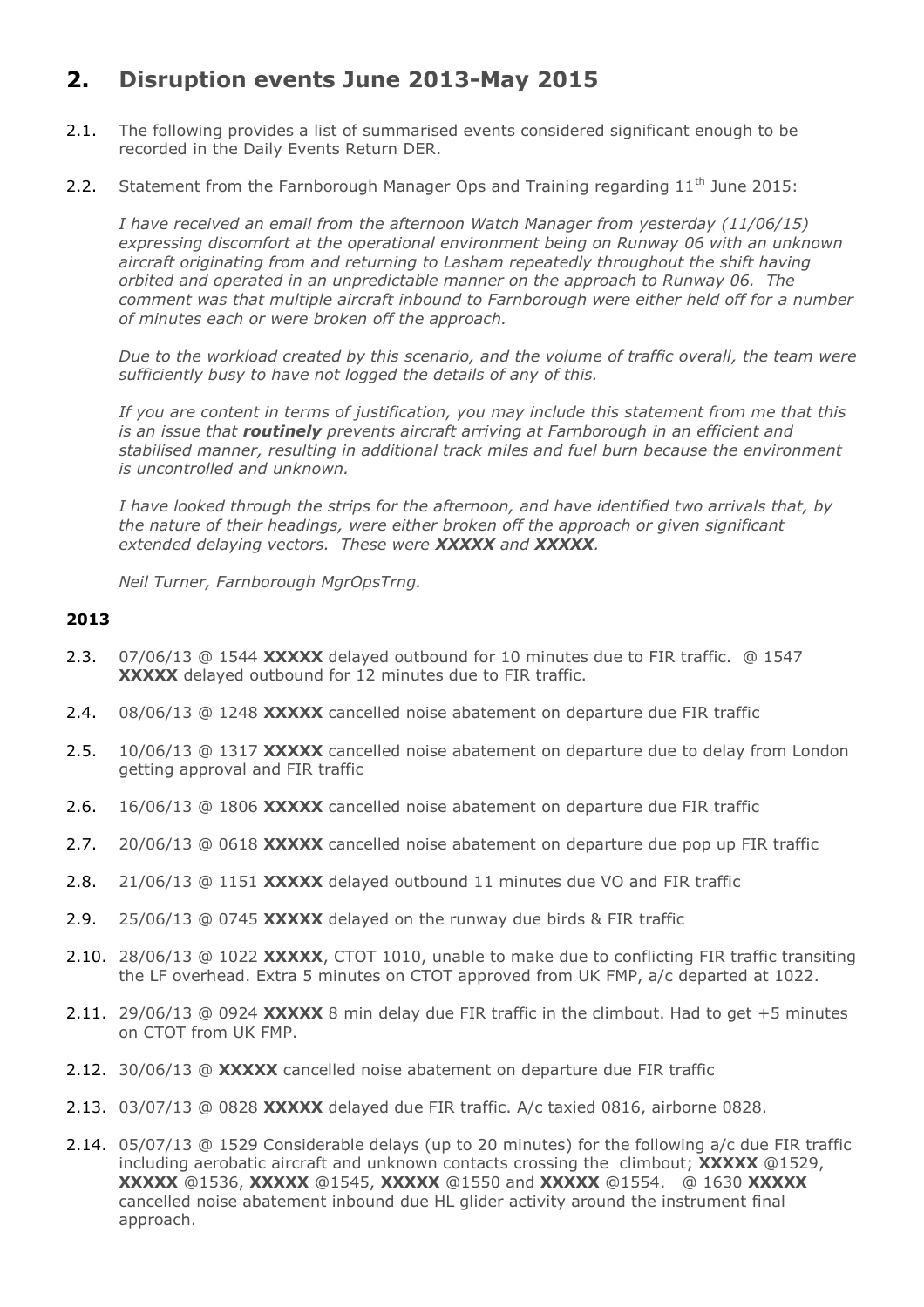## 2. Disruption events June 2013-May 2015

2.1. The following provides a list of summarised events considered significant enough to be recorded in the Daily Events Return DER.

2.2. Statement from the Farnborough Manager Ops and Training regarding 11th June 2015:

*I have received an email from the afternoon Watch Manager from yesterday (11/06/15) expressing discomfort at the operational environment being on Runway 06 with an unknown aircraft originating from and returning to Lasham repeatedly throughout the shift having orbited and operated in an unpredictable manner on the approach to Runway 06. The comment was that multiple aircraft inbound to Farnborough were either held off for a number of minutes each or were broken off the approach.*

*Due to the workload created by this scenario, and the volume of traffic overall, the team were sufficiently busy to have not logged the details of any of this.*

*If you are content in terms of justification, you may include this statement from me that this is an issue that **routinely** prevents aircraft arriving at Farnborough in an efficient and stabilised manner, resulting in additional track miles and fuel burn because the environment is uncontrolled and unknown.*

*I have looked through the strips for the afternoon, and have identified two arrivals that, by the nature of their headings, were either broken off the approach or given significant extended delaying vectors. These were **XXXXX** and **XXXXX**.*

*Neil Turner, Farnborough MgrOpsTrng.*

**2013**

2.3. 07/06/13 @ 1544 **XXXXX** delayed outbound for 10 minutes due to FIR traffic. @ 1547 **XXXXX** delayed outbound for 12 minutes due to FIR traffic.

2.4. 08/06/13 @ 1248 **XXXXX** cancelled noise abatement on departure due FIR traffic

2.5. 10/06/13 @ 1317 **XXXXX** cancelled noise abatement on departure due to delay from London getting approval and FIR traffic

2.6. 16/06/13 @ 1806 **XXXXX** cancelled noise abatement on departure due FIR traffic

2.7. 20/06/13 @ 0618 **XXXXX** cancelled noise abatement on departure due pop up FIR traffic

2.8. 21/06/13 @ 1151 **XXXXX** delayed outbound 11 minutes due VO and FIR traffic

2.9. 25/06/13 @ 0745 **XXXXX** delayed on the runway due birds & FIR traffic

2.10. 28/06/13 @ 1022 **XXXXX**, CTOT 1010, unable to make due to conflicting FIR traffic transiting the LF overhead. Extra 5 minutes on CTOT approved from UK FMP, a/c departed at 1022.

2.11. 29/06/13 @ 0924 **XXXXX** 8 min delay due FIR traffic in the climbout. Had to get +5 minutes on CTOT from UK FMP.

2.12. 30/06/13 @ **XXXXX** cancelled noise abatement on departure due FIR traffic

2.13. 03/07/13 @ 0828 **XXXXX** delayed due FIR traffic. A/c taxied 0816, airborne 0828.

2.14. 05/07/13 @ 1529 Considerable delays (up to 20 minutes) for the following a/c due FIR traffic including aerobatic aircraft and unknown contacts crossing the climbout; **XXXXX** @1529, **XXXXX** @1536, **XXXXX** @1545, **XXXXX** @1550 and **XXXXX** @1554. @ 1630 **XXXXX** cancelled noise abatement inbound due HL glider activity around the instrument final approach.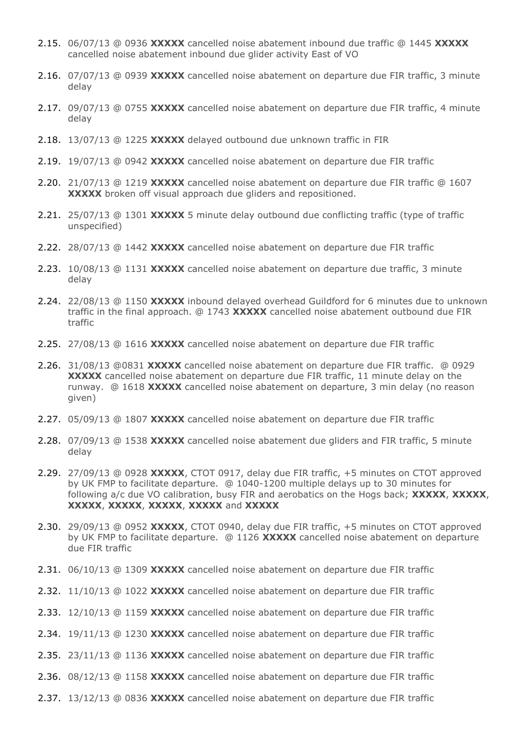2.15. 06/07/13 @ 0936 **XXXXX** cancelled noise abatement inbound due traffic @ 1445 **XXXXX** cancelled noise abatement inbound due glider activity East of VO

2.16. 07/07/13 @ 0939 **XXXXX** cancelled noise abatement on departure due FIR traffic, 3 minute delay

2.17. 09/07/13 @ 0755 **XXXXX** cancelled noise abatement on departure due FIR traffic, 4 minute delay

2.18. 13/07/13 @ 1225 **XXXXX** delayed outbound due unknown traffic in FIR

2.19. 19/07/13 @ 0942 **XXXXX** cancelled noise abatement on departure due FIR traffic

2.20. 21/07/13 @ 1219 **XXXXX** cancelled noise abatement on departure due FIR traffic @ 1607 **XXXXX** broken off visual approach due gliders and repositioned.

2.21. 25/07/13 @ 1301 **XXXXX** 5 minute delay outbound due conflicting traffic (type of traffic unspecified)

2.22. 28/07/13 @ 1442 **XXXXX** cancelled noise abatement on departure due FIR traffic

2.23. 10/08/13 @ 1131 **XXXXX** cancelled noise abatement on departure due traffic, 3 minute delay

2.24. 22/08/13 @ 1150 **XXXXX** inbound delayed overhead Guildford for 6 minutes due to unknown traffic in the final approach. @ 1743 **XXXXX** cancelled noise abatement outbound due FIR traffic

2.25. 27/08/13 @ 1616 **XXXXX** cancelled noise abatement on departure due FIR traffic

2.26. 31/08/13 @0831 **XXXXX** cancelled noise abatement on departure due FIR traffic. @ 0929 **XXXXX** cancelled noise abatement on departure due FIR traffic, 11 minute delay on the runway. @ 1618 **XXXXX** cancelled noise abatement on departure, 3 min delay (no reason given)

2.27. 05/09/13 @ 1807 **XXXXX** cancelled noise abatement on departure due FIR traffic

2.28. 07/09/13 @ 1538 **XXXXX** cancelled noise abatement due gliders and FIR traffic, 5 minute delay

2.29. 27/09/13 @ 0928 **XXXXX**, CTOT 0917, delay due FIR traffic, +5 minutes on CTOT approved by UK FMP to facilitate departure. @ 1040-1200 multiple delays up to 30 minutes for following a/c due VO calibration, busy FIR and aerobatics on the Hogs back; **XXXXX**, **XXXXX**, **XXXXX**, **XXXXX**, **XXXXX**, **XXXXX** and **XXXXX**

2.30. 29/09/13 @ 0952 **XXXXX**, CTOT 0940, delay due FIR traffic, +5 minutes on CTOT approved by UK FMP to facilitate departure. @ 1126 **XXXXX** cancelled noise abatement on departure due FIR traffic

2.31. 06/10/13 @ 1309 **XXXXX** cancelled noise abatement on departure due FIR traffic

2.32. 11/10/13 @ 1022 **XXXXX** cancelled noise abatement on departure due FIR traffic

2.33. 12/10/13 @ 1159 **XXXXX** cancelled noise abatement on departure due FIR traffic

2.34. 19/11/13 @ 1230 **XXXXX** cancelled noise abatement on departure due FIR traffic

2.35. 23/11/13 @ 1136 **XXXXX** cancelled noise abatement on departure due FIR traffic

2.36. 08/12/13 @ 1158 **XXXXX** cancelled noise abatement on departure due FIR traffic

2.37. 13/12/13 @ 0836 **XXXXX** cancelled noise abatement on departure due FIR traffic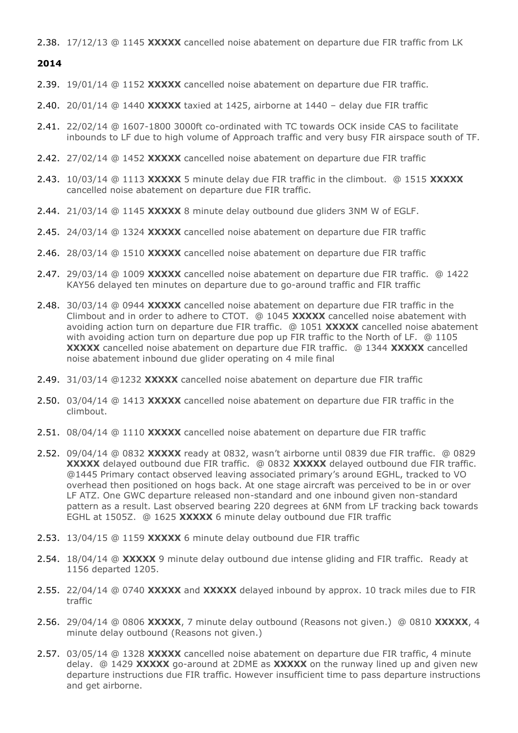2.38. 17/12/13 @ 1145 **XXXXX** cancelled noise abatement on departure due FIR traffic from LK

**2014**

2.39. 19/01/14 @ 1152 **XXXXX** cancelled noise abatement on departure due FIR traffic.

2.40. 20/01/14 @ 1440 **XXXXX** taxied at 1425, airborne at 1440 – delay due FIR traffic

2.41. 22/02/14 @ 1607-1800 3000ft co-ordinated with TC towards OCK inside CAS to facilitate inbounds to LF due to high volume of Approach traffic and very busy FIR airspace south of TF.

2.42. 27/02/14 @ 1452 **XXXXX** cancelled noise abatement on departure due FIR traffic

2.43. 10/03/14 @ 1113 **XXXXX** 5 minute delay due FIR traffic in the climbout. @ 1515 **XXXXX** cancelled noise abatement on departure due FIR traffic.

2.44. 21/03/14 @ 1145 **XXXXX** 8 minute delay outbound due gliders 3NM W of EGLF.

2.45. 24/03/14 @ 1324 **XXXXX** cancelled noise abatement on departure due FIR traffic

2.46. 28/03/14 @ 1510 **XXXXX** cancelled noise abatement on departure due FIR traffic

2.47. 29/03/14 @ 1009 **XXXXX** cancelled noise abatement on departure due FIR traffic. @ 1422 KAY56 delayed ten minutes on departure due to go-around traffic and FIR traffic

2.48. 30/03/14 @ 0944 **XXXXX** cancelled noise abatement on departure due FIR traffic in the Climbout and in order to adhere to CTOT. @ 1045 **XXXXX** cancelled noise abatement with avoiding action turn on departure due FIR traffic. @ 1051 **XXXXX** cancelled noise abatement with avoiding action turn on departure due pop up FIR traffic to the North of LF. @ 1105 **XXXXX** cancelled noise abatement on departure due FIR traffic. @ 1344 **XXXXX** cancelled noise abatement inbound due glider operating on 4 mile final

2.49. 31/03/14 @1232 **XXXXX** cancelled noise abatement on departure due FIR traffic

2.50. 03/04/14 @ 1413 **XXXXX** cancelled noise abatement on departure due FIR traffic in the climbout.

2.51. 08/04/14 @ 1110 **XXXXX** cancelled noise abatement on departure due FIR traffic

2.52. 09/04/14 @ 0832 **XXXXX** ready at 0832, wasn't airborne until 0839 due FIR traffic. @ 0829 **XXXXX** delayed outbound due FIR traffic. @ 0832 **XXXXX** delayed outbound due FIR traffic. @1445 Primary contact observed leaving associated primary's around EGHL, tracked to VO overhead then positioned on hogs back. At one stage aircraft was perceived to be in or over LF ATZ. One GWC departure released non-standard and one inbound given non-standard pattern as a result. Last observed bearing 220 degrees at 6NM from LF tracking back towards EGHL at 1505Z. @ 1625 **XXXXX** 6 minute delay outbound due FIR traffic

2.53. 13/04/15 @ 1159 **XXXXX** 6 minute delay outbound due FIR traffic

2.54. 18/04/14 @ **XXXXX** 9 minute delay outbound due intense gliding and FIR traffic. Ready at 1156 departed 1205.

2.55. 22/04/14 @ 0740 **XXXXX** and **XXXXX** delayed inbound by approx. 10 track miles due to FIR traffic

2.56. 29/04/14 @ 0806 **XXXXX**, 7 minute delay outbound (Reasons not given.) @ 0810 **XXXXX**, 4 minute delay outbound (Reasons not given.)

2.57. 03/05/14 @ 1328 **XXXXX** cancelled noise abatement on departure due FIR traffic, 4 minute delay. @ 1429 **XXXXX** go-around at 2DME as **XXXXX** on the runway lined up and given new departure instructions due FIR traffic. However insufficient time to pass departure instructions and get airborne.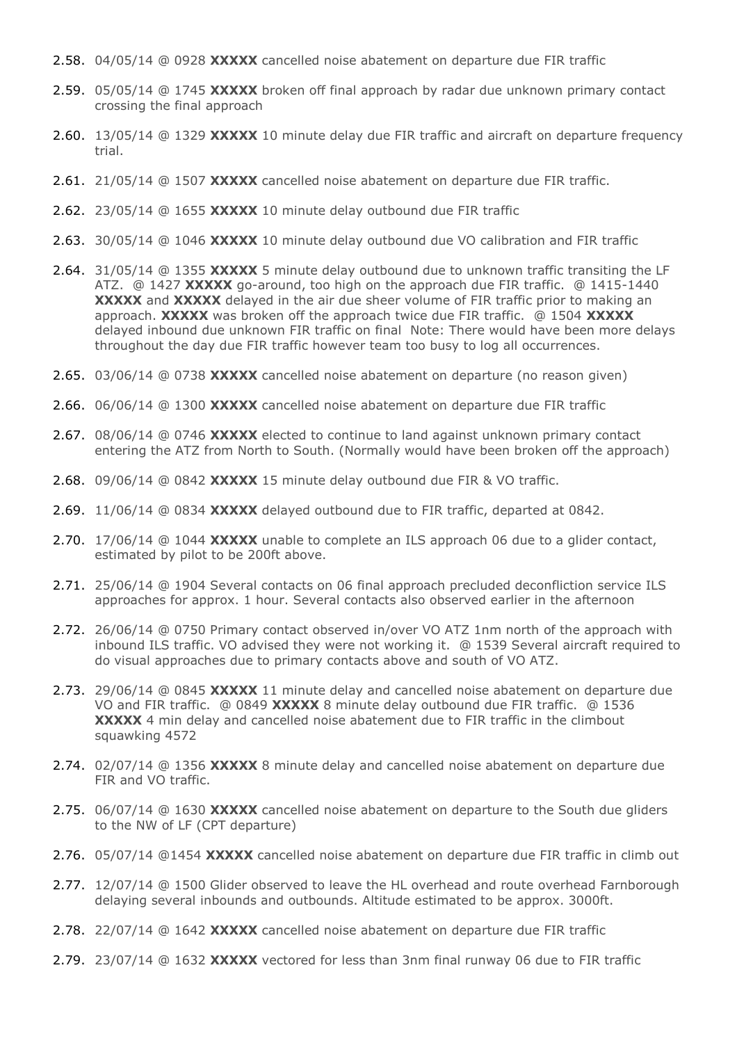2.58. 04/05/14 @ 0928 **XXXXX** cancelled noise abatement on departure due FIR traffic

2.59. 05/05/14 @ 1745 **XXXXX** broken off final approach by radar due unknown primary contact crossing the final approach

2.60. 13/05/14 @ 1329 **XXXXX** 10 minute delay due FIR traffic and aircraft on departure frequency trial.

2.61. 21/05/14 @ 1507 **XXXXX** cancelled noise abatement on departure due FIR traffic.

2.62. 23/05/14 @ 1655 **XXXXX** 10 minute delay outbound due FIR traffic

2.63. 30/05/14 @ 1046 **XXXXX** 10 minute delay outbound due VO calibration and FIR traffic

2.64. 31/05/14 @ 1355 **XXXXX** 5 minute delay outbound due to unknown traffic transiting the LF ATZ. @ 1427 **XXXXX** go-around, too high on the approach due FIR traffic. @ 1415-1440 **XXXXX** and **XXXXX** delayed in the air due sheer volume of FIR traffic prior to making an approach. **XXXXX** was broken off the approach twice due FIR traffic. @ 1504 **XXXXX** delayed inbound due unknown FIR traffic on final Note: There would have been more delays throughout the day due FIR traffic however team too busy to log all occurrences.

2.65. 03/06/14 @ 0738 **XXXXX** cancelled noise abatement on departure (no reason given)

2.66. 06/06/14 @ 1300 **XXXXX** cancelled noise abatement on departure due FIR traffic

2.67. 08/06/14 @ 0746 **XXXXX** elected to continue to land against unknown primary contact entering the ATZ from North to South. (Normally would have been broken off the approach)

2.68. 09/06/14 @ 0842 **XXXXX** 15 minute delay outbound due FIR & VO traffic.

2.69. 11/06/14 @ 0834 **XXXXX** delayed outbound due to FIR traffic, departed at 0842.

2.70. 17/06/14 @ 1044 **XXXXX** unable to complete an ILS approach 06 due to a glider contact, estimated by pilot to be 200ft above.

2.71. 25/06/14 @ 1904 Several contacts on 06 final approach precluded deconfliction service ILS approaches for approx. 1 hour. Several contacts also observed earlier in the afternoon

2.72. 26/06/14 @ 0750 Primary contact observed in/over VO ATZ 1nm north of the approach with inbound ILS traffic. VO advised they were not working it. @ 1539 Several aircraft required to do visual approaches due to primary contacts above and south of VO ATZ.

2.73. 29/06/14 @ 0845 **XXXXX** 11 minute delay and cancelled noise abatement on departure due VO and FIR traffic. @ 0849 **XXXXX** 8 minute delay outbound due FIR traffic. @ 1536 **XXXXX** 4 min delay and cancelled noise abatement due to FIR traffic in the climbout squawking 4572

2.74. 02/07/14 @ 1356 **XXXXX** 8 minute delay and cancelled noise abatement on departure due FIR and VO traffic.

2.75. 06/07/14 @ 1630 **XXXXX** cancelled noise abatement on departure to the South due gliders to the NW of LF (CPT departure)

2.76. 05/07/14 @1454 **XXXXX** cancelled noise abatement on departure due FIR traffic in climb out

2.77. 12/07/14 @ 1500 Glider observed to leave the HL overhead and route overhead Farnborough delaying several inbounds and outbounds. Altitude estimated to be approx. 3000ft.

2.78. 22/07/14 @ 1642 **XXXXX** cancelled noise abatement on departure due FIR traffic

2.79. 23/07/14 @ 1632 **XXXXX** vectored for less than 3nm final runway 06 due to FIR traffic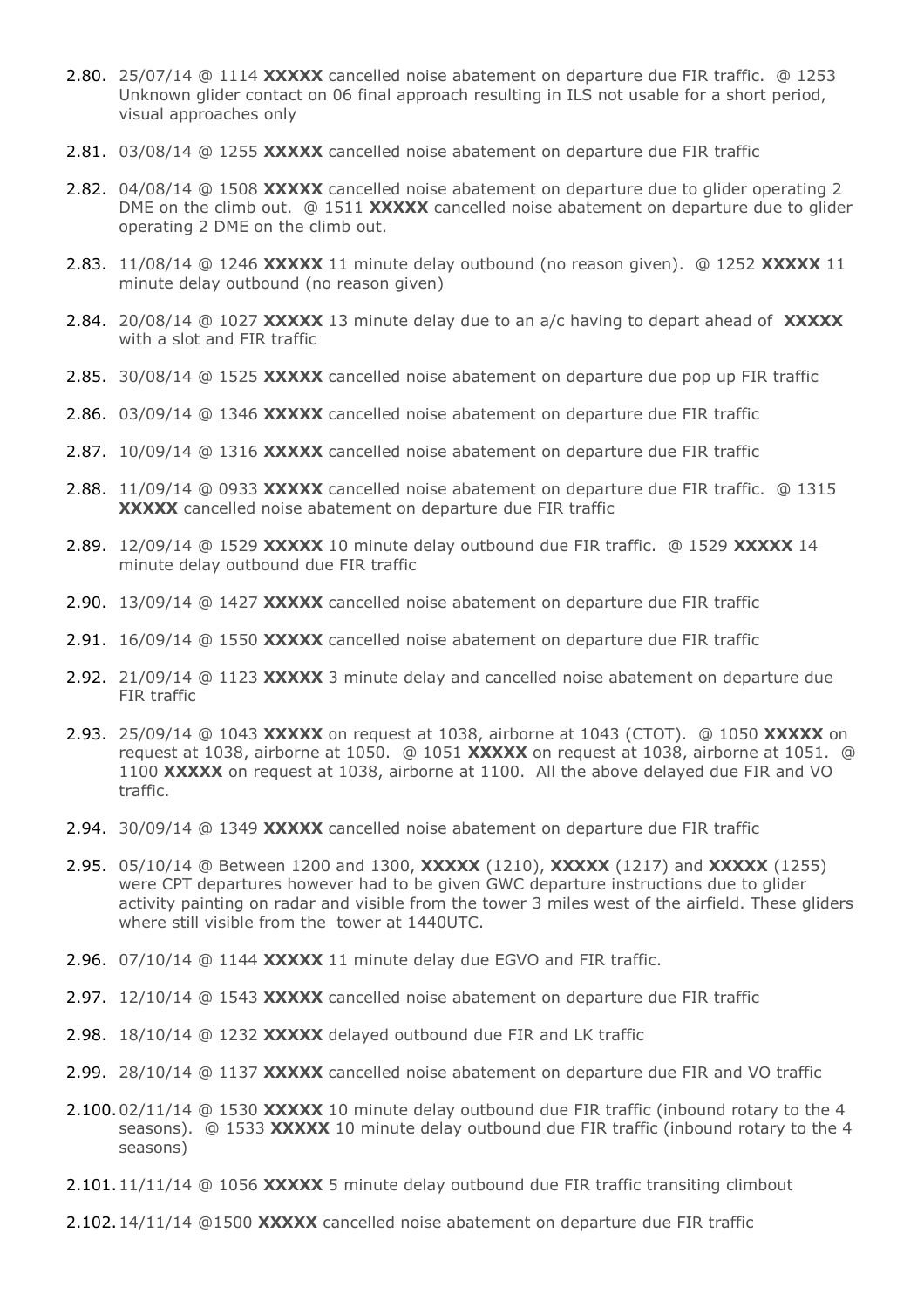2.80. 25/07/14 @ 1114 **XXXXX** cancelled noise abatement on departure due FIR traffic. @ 1253 Unknown glider contact on 06 final approach resulting in ILS not usable for a short period, visual approaches only

2.81. 03/08/14 @ 1255 **XXXXX** cancelled noise abatement on departure due FIR traffic

2.82. 04/08/14 @ 1508 **XXXXX** cancelled noise abatement on departure due to glider operating 2 DME on the climb out. @ 1511 **XXXXX** cancelled noise abatement on departure due to glider operating 2 DME on the climb out.

2.83. 11/08/14 @ 1246 **XXXXX** 11 minute delay outbound (no reason given). @ 1252 **XXXXX** 11 minute delay outbound (no reason given)

2.84. 20/08/14 @ 1027 **XXXXX** 13 minute delay due to an a/c having to depart ahead of **XXXXX** with a slot and FIR traffic

2.85. 30/08/14 @ 1525 **XXXXX** cancelled noise abatement on departure due pop up FIR traffic

2.86. 03/09/14 @ 1346 **XXXXX** cancelled noise abatement on departure due FIR traffic

2.87. 10/09/14 @ 1316 **XXXXX** cancelled noise abatement on departure due FIR traffic

2.88. 11/09/14 @ 0933 **XXXXX** cancelled noise abatement on departure due FIR traffic. @ 1315 **XXXXX** cancelled noise abatement on departure due FIR traffic

2.89. 12/09/14 @ 1529 **XXXXX** 10 minute delay outbound due FIR traffic. @ 1529 **XXXXX** 14 minute delay outbound due FIR traffic

2.90. 13/09/14 @ 1427 **XXXXX** cancelled noise abatement on departure due FIR traffic

2.91. 16/09/14 @ 1550 **XXXXX** cancelled noise abatement on departure due FIR traffic

2.92. 21/09/14 @ 1123 **XXXXX** 3 minute delay and cancelled noise abatement on departure due FIR traffic

2.93. 25/09/14 @ 1043 **XXXXX** on request at 1038, airborne at 1043 (CTOT). @ 1050 **XXXXX** on request at 1038, airborne at 1050. @ 1051 **XXXXX** on request at 1038, airborne at 1051. @ 1100 **XXXXX** on request at 1038, airborne at 1100. All the above delayed due FIR and VO traffic.

2.94. 30/09/14 @ 1349 **XXXXX** cancelled noise abatement on departure due FIR traffic

2.95. 05/10/14 @ Between 1200 and 1300, **XXXXX** (1210), **XXXXX** (1217) and **XXXXX** (1255) were CPT departures however had to be given GWC departure instructions due to glider activity painting on radar and visible from the tower 3 miles west of the airfield. These gliders where still visible from the tower at 1440UTC.

2.96. 07/10/14 @ 1144 **XXXXX** 11 minute delay due EGVO and FIR traffic.

2.97. 12/10/14 @ 1543 **XXXXX** cancelled noise abatement on departure due FIR traffic

2.98. 18/10/14 @ 1232 **XXXXX** delayed outbound due FIR and LK traffic

2.99. 28/10/14 @ 1137 **XXXXX** cancelled noise abatement on departure due FIR and VO traffic

2.100. 02/11/14 @ 1530 **XXXXX** 10 minute delay outbound due FIR traffic (inbound rotary to the 4 seasons). @ 1533 **XXXXX** 10 minute delay outbound due FIR traffic (inbound rotary to the 4 seasons)

2.101. 11/11/14 @ 1056 **XXXXX** 5 minute delay outbound due FIR traffic transiting climbout

2.102. 14/11/14 @1500 **XXXXX** cancelled noise abatement on departure due FIR traffic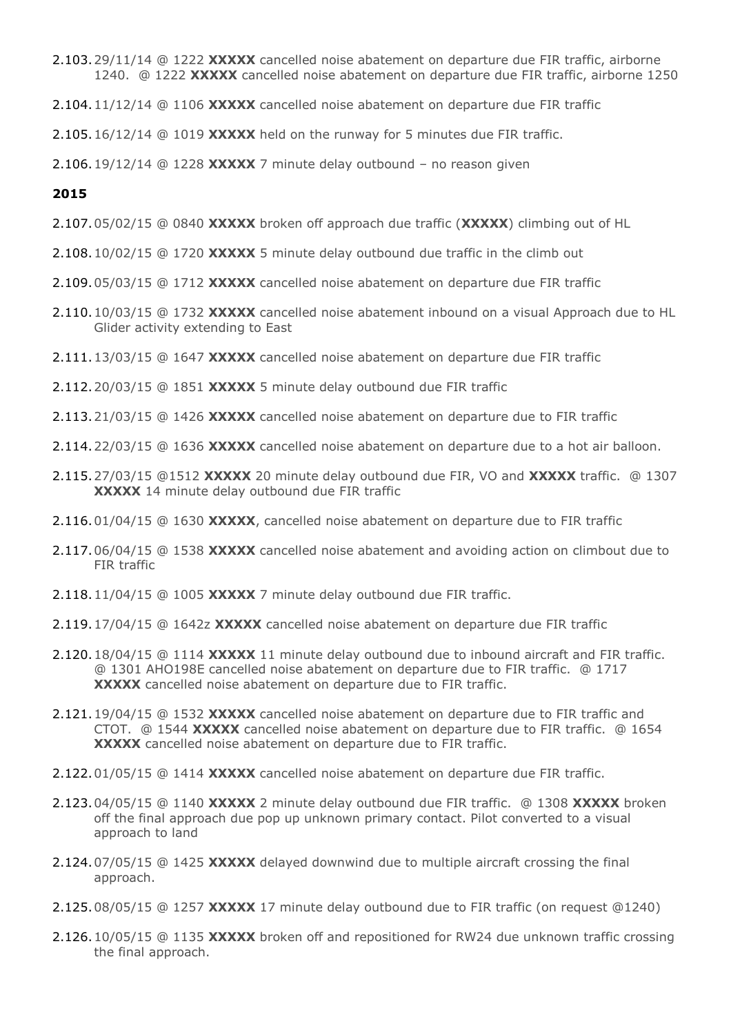**2.103.** 29/11/14 @ 1222 **XXXXX** cancelled noise abatement on departure due FIR traffic, airborne 1240. @ 1222 **XXXXX** cancelled noise abatement on departure due FIR traffic, airborne 1250

**2.104.** 11/12/14 @ 1106 **XXXXX** cancelled noise abatement on departure due FIR traffic

**2.105.** 16/12/14 @ 1019 **XXXXX** held on the runway for 5 minutes due FIR traffic.

**2.106.** 19/12/14 @ 1228 **XXXXX** 7 minute delay outbound – no reason given

**2015**

**2.107.** 05/02/15 @ 0840 **XXXXX** broken off approach due traffic (**XXXXX**) climbing out of HL

**2.108.** 10/02/15 @ 1720 **XXXXX** 5 minute delay outbound due traffic in the climb out

**2.109.** 05/03/15 @ 1712 **XXXXX** cancelled noise abatement on departure due FIR traffic

**2.110.** 10/03/15 @ 1732 **XXXXX** cancelled noise abatement inbound on a visual Approach due to HL Glider activity extending to East

**2.111.** 13/03/15 @ 1647 **XXXXX** cancelled noise abatement on departure due FIR traffic

**2.112.** 20/03/15 @ 1851 **XXXXX** 5 minute delay outbound due FIR traffic

**2.113.** 21/03/15 @ 1426 **XXXXX** cancelled noise abatement on departure due to FIR traffic

**2.114.** 22/03/15 @ 1636 **XXXXX** cancelled noise abatement on departure due to a hot air balloon.

**2.115.** 27/03/15 @1512 **XXXXX** 20 minute delay outbound due FIR, VO and **XXXXX** traffic. @ 1307 **XXXXX** 14 minute delay outbound due FIR traffic

**2.116.** 01/04/15 @ 1630 **XXXXX**, cancelled noise abatement on departure due to FIR traffic

**2.117.** 06/04/15 @ 1538 **XXXXX** cancelled noise abatement and avoiding action on climbout due to FIR traffic

**2.118.** 11/04/15 @ 1005 **XXXXX** 7 minute delay outbound due FIR traffic.

**2.119.** 17/04/15 @ 1642z **XXXXX** cancelled noise abatement on departure due FIR traffic

**2.120.** 18/04/15 @ 1114 **XXXXX** 11 minute delay outbound due to inbound aircraft and FIR traffic. @ 1301 AHO198E cancelled noise abatement on departure due to FIR traffic. @ 1717 **XXXXX** cancelled noise abatement on departure due to FIR traffic.

**2.121.** 19/04/15 @ 1532 **XXXXX** cancelled noise abatement on departure due to FIR traffic and CTOT. @ 1544 **XXXXX** cancelled noise abatement on departure due to FIR traffic. @ 1654 **XXXXX** cancelled noise abatement on departure due to FIR traffic.

**2.122.** 01/05/15 @ 1414 **XXXXX** cancelled noise abatement on departure due FIR traffic.

**2.123.** 04/05/15 @ 1140 **XXXXX** 2 minute delay outbound due FIR traffic. @ 1308 **XXXXX** broken off the final approach due pop up unknown primary contact. Pilot converted to a visual approach to land

**2.124.** 07/05/15 @ 1425 **XXXXX** delayed downwind due to multiple aircraft crossing the final approach.

**2.125.** 08/05/15 @ 1257 **XXXXX** 17 minute delay outbound due to FIR traffic (on request @1240)

**2.126.** 10/05/15 @ 1135 **XXXXX** broken off and repositioned for RW24 due unknown traffic crossing the final approach.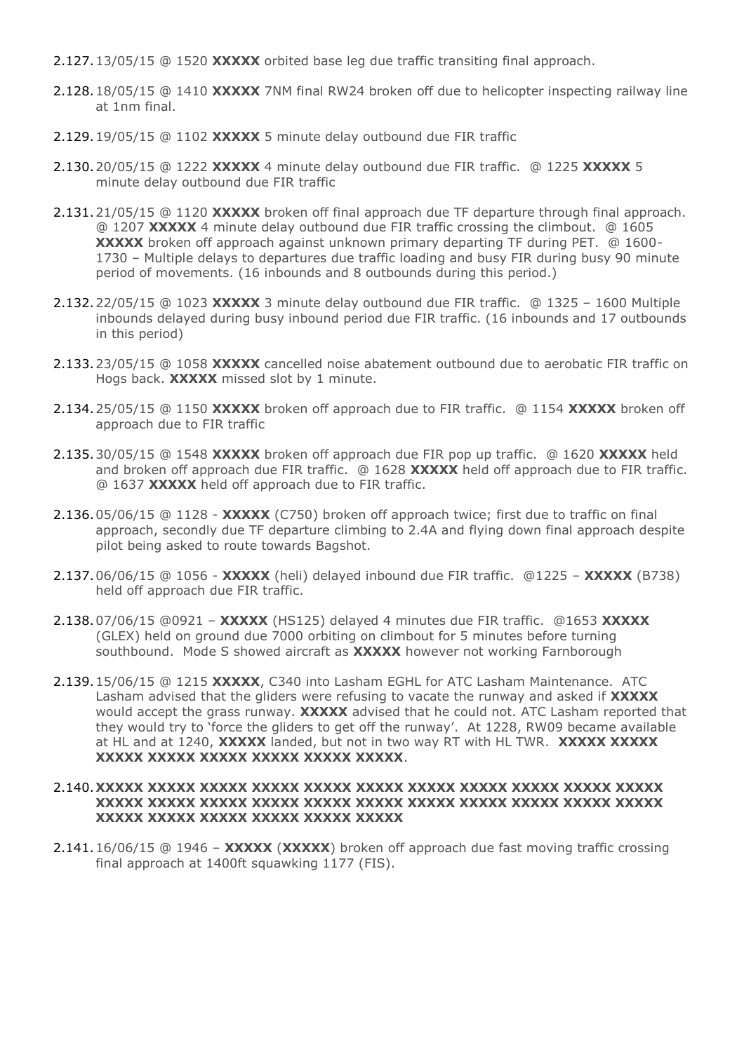2.127. 13/05/15 @ 1520 **XXXXX** orbited base leg due traffic transiting final approach.

2.128. 18/05/15 @ 1410 **XXXXX** 7NM final RW24 broken off due to helicopter inspecting railway line at 1nm final.

2.129. 19/05/15 @ 1102 **XXXXX** 5 minute delay outbound due FIR traffic

2.130. 20/05/15 @ 1222 **XXXXX** 4 minute delay outbound due FIR traffic. @ 1225 **XXXXX** 5 minute delay outbound due FIR traffic

2.131. 21/05/15 @ 1120 **XXXXX** broken off final approach due TF departure through final approach. @ 1207 **XXXXX** 4 minute delay outbound due FIR traffic crossing the climbout. @ 1605 **XXXXX** broken off approach against unknown primary departing TF during PET. @ 1600-1730 – Multiple delays to departures due traffic loading and busy FIR during busy 90 minute period of movements. (16 inbounds and 8 outbounds during this period.)

2.132. 22/05/15 @ 1023 **XXXXX** 3 minute delay outbound due FIR traffic. @ 1325 – 1600 Multiple inbounds delayed during busy inbound period due FIR traffic. (16 inbounds and 17 outbounds in this period)

2.133. 23/05/15 @ 1058 **XXXXX** cancelled noise abatement outbound due to aerobatic FIR traffic on Hogs back. **XXXXX** missed slot by 1 minute.

2.134. 25/05/15 @ 1150 **XXXXX** broken off approach due to FIR traffic. @ 1154 **XXXXX** broken off approach due to FIR traffic

2.135. 30/05/15 @ 1548 **XXXXX** broken off approach due FIR pop up traffic. @ 1620 **XXXXX** held and broken off approach due FIR traffic. @ 1628 **XXXXX** held off approach due to FIR traffic. @ 1637 **XXXXX** held off approach due to FIR traffic.

2.136. 05/06/15 @ 1128 - **XXXXX** (C750) broken off approach twice; first due to traffic on final approach, secondly due TF departure climbing to 2.4A and flying down final approach despite pilot being asked to route towards Bagshot.

2.137. 06/06/15 @ 1056 - **XXXXX** (heli) delayed inbound due FIR traffic. @1225 – **XXXXX** (B738) held off approach due FIR traffic.

2.138. 07/06/15 @0921 – **XXXXX** (HS125) delayed 4 minutes due FIR traffic. @1653 **XXXXX** (GLEX) held on ground due 7000 orbiting on climbout for 5 minutes before turning southbound. Mode S showed aircraft as **XXXXX** however not working Farnborough

2.139. 15/06/15 @ 1215 **XXXXX**, C340 into Lasham EGHL for ATC Lasham Maintenance. ATC Lasham advised that the gliders were refusing to vacate the runway and asked if **XXXXX** would accept the grass runway. **XXXXX** advised that he could not. ATC Lasham reported that they would try to 'force the gliders to get off the runway'. At 1228, RW09 became available at HL and at 1240, **XXXXX** landed, but not in two way RT with HL TWR. **XXXXX XXXXX XXXXX XXXXX XXXXX XXXXX XXXXX XXXXX**.

2.140. **XXXXX XXXXX XXXXX XXXXX XXXXX XXXXX XXXXX XXXXX XXXXX XXXXX XXXXX XXXXX XXXXX XXXXX XXXXX XXXXX XXXXX XXXXX XXXXX XXXXX XXXXX XXXXX XXXXX XXXXX XXXXX XXXXX XXXXX XXXXX**

2.141. 16/06/15 @ 1946 – **XXXXX** (**XXXXX**) broken off approach due fast moving traffic crossing final approach at 1400ft squawking 1177 (FIS).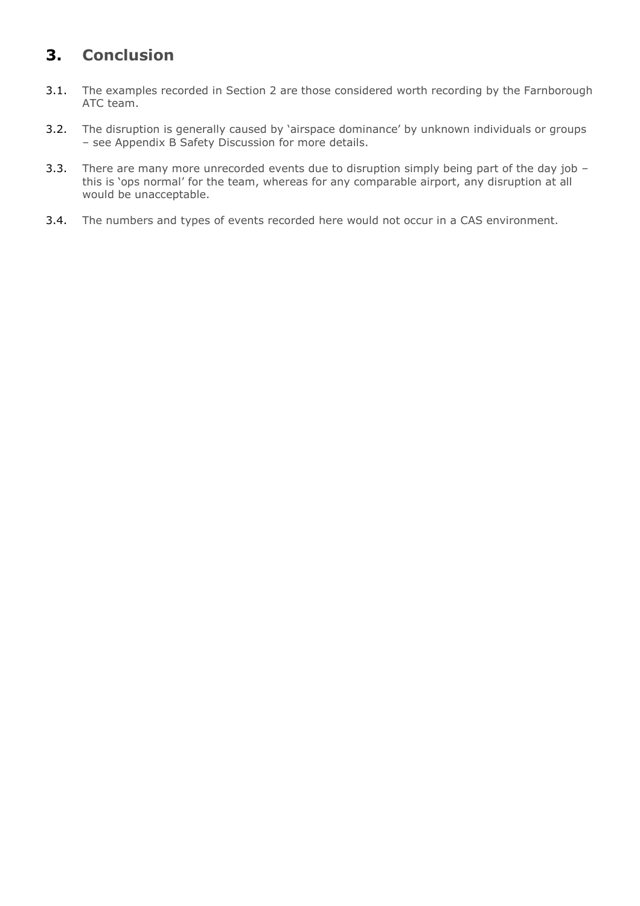## 3. Conclusion

3.1. The examples recorded in Section 2 are those considered worth recording by the Farnborough ATC team.

3.2. The disruption is generally caused by 'airspace dominance' by unknown individuals or groups – see Appendix B Safety Discussion for more details.

3.3. There are many more unrecorded events due to disruption simply being part of the day job – this is 'ops normal' for the team, whereas for any comparable airport, any disruption at all would be unacceptable.

3.4. The numbers and types of events recorded here would not occur in a CAS environment.